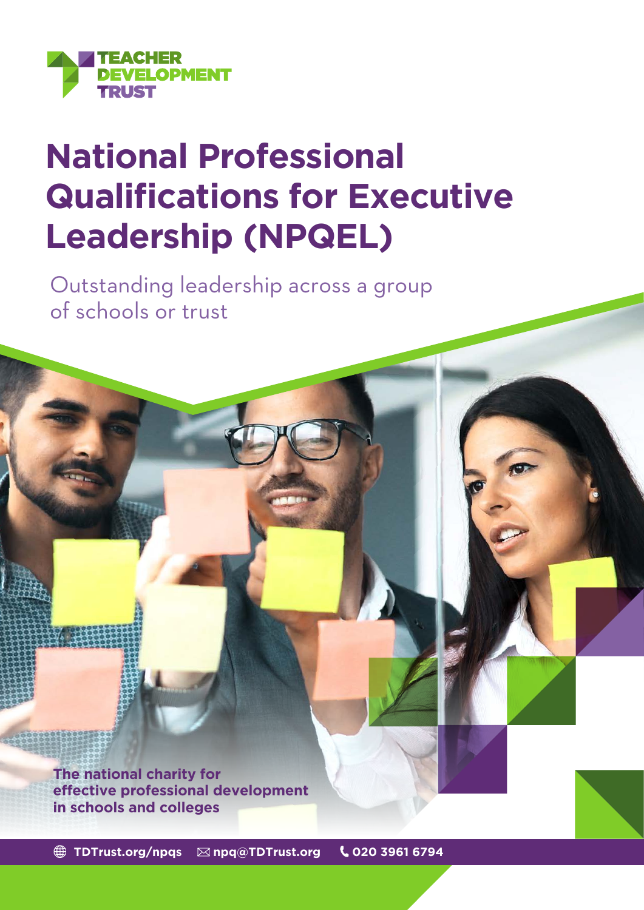TEACHER DEVELOPMENT TRUST

# National Professional Qualifications for Executive Leadership (NPQEL)

Outstanding leadership across a group of schools or trust

**The national charity for effective professional development in schools and colleges**

TDTrust.org/npqs npq@TDTrust.org 020 3961 6794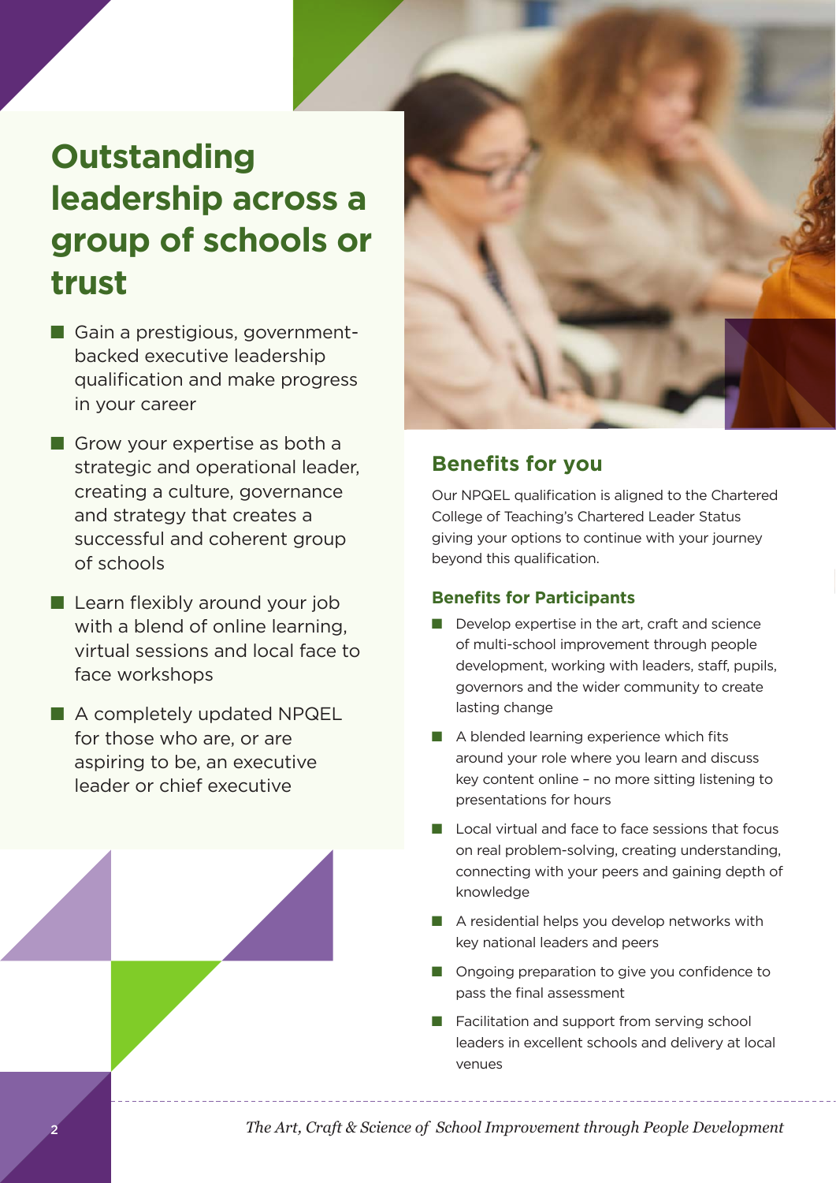# Outstanding leadership across a group of schools or trust

- Gain a prestigious, government-backed executive leadership qualification and make progress in your career
- Grow your expertise as both a strategic and operational leader, creating a culture, governance and strategy that creates a successful and coherent group of schools
- Learn flexibly around your job with a blend of online learning, virtual sessions and local face to face workshops
- A completely updated NPQEL for those who are, or are aspiring to be, an executive leader or chief executive

## Benefits for you

Our NPQEL qualification is aligned to the Chartered College of Teaching's Chartered Leader Status giving your options to continue with your journey beyond this qualification.

### Benefits for Participants

- Develop expertise in the art, craft and science of multi-school improvement through people development, working with leaders, staff, pupils, governors and the wider community to create lasting change
- A blended learning experience which fits around your role where you learn and discuss key content online – no more sitting listening to presentations for hours
- Local virtual and face to face sessions that focus on real problem-solving, creating understanding, connecting with your peers and gaining depth of knowledge
- A residential helps you develop networks with key national leaders and peers
- Ongoing preparation to give you confidence to pass the final assessment
- Facilitation and support from serving school leaders in excellent schools and delivery at local venues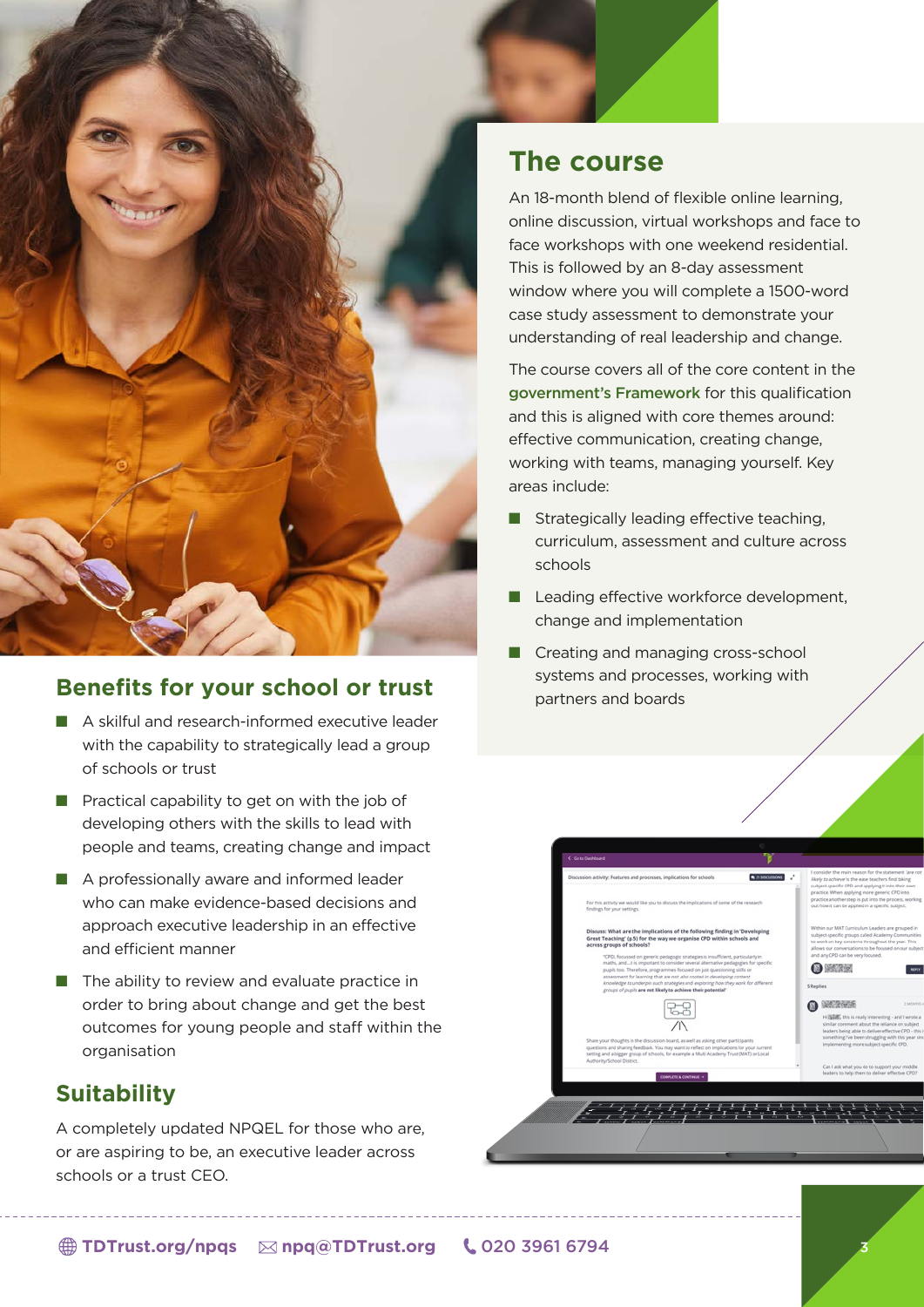## The course

An 18-month blend of flexible online learning, online discussion, virtual workshops and face to face workshops with one weekend residential. This is followed by an 8-day assessment window where you will complete a 1500-word case study assessment to demonstrate your understanding of real leadership and change.

The course covers all of the core content in the government's Framework for this qualification and this is aligned with core themes around: effective communication, creating change, working with teams, managing yourself. Key areas include:

- Strategically leading effective teaching, curriculum, assessment and culture across schools
- Leading effective workforce development, change and implementation
- Creating and managing cross-school systems and processes, working with partners and boards

## Benefits for your school or trust

- A skilful and research-informed executive leader with the capability to strategically lead a group of schools or trust
- Practical capability to get on with the job of developing others with the skills to lead with people and teams, creating change and impact
- A professionally aware and informed leader who can make evidence-based decisions and approach executive leadership in an effective and efficient manner
- The ability to review and evaluate practice in order to bring about change and get the best outcomes for young people and staff within the organisation

## Suitability

A completely updated NPQEL for those who are, or are aspiring to be, an executive leader across schools or a trust CEO.

TDTrust.org/npqs npq@TDTrust.org 020 3961 6794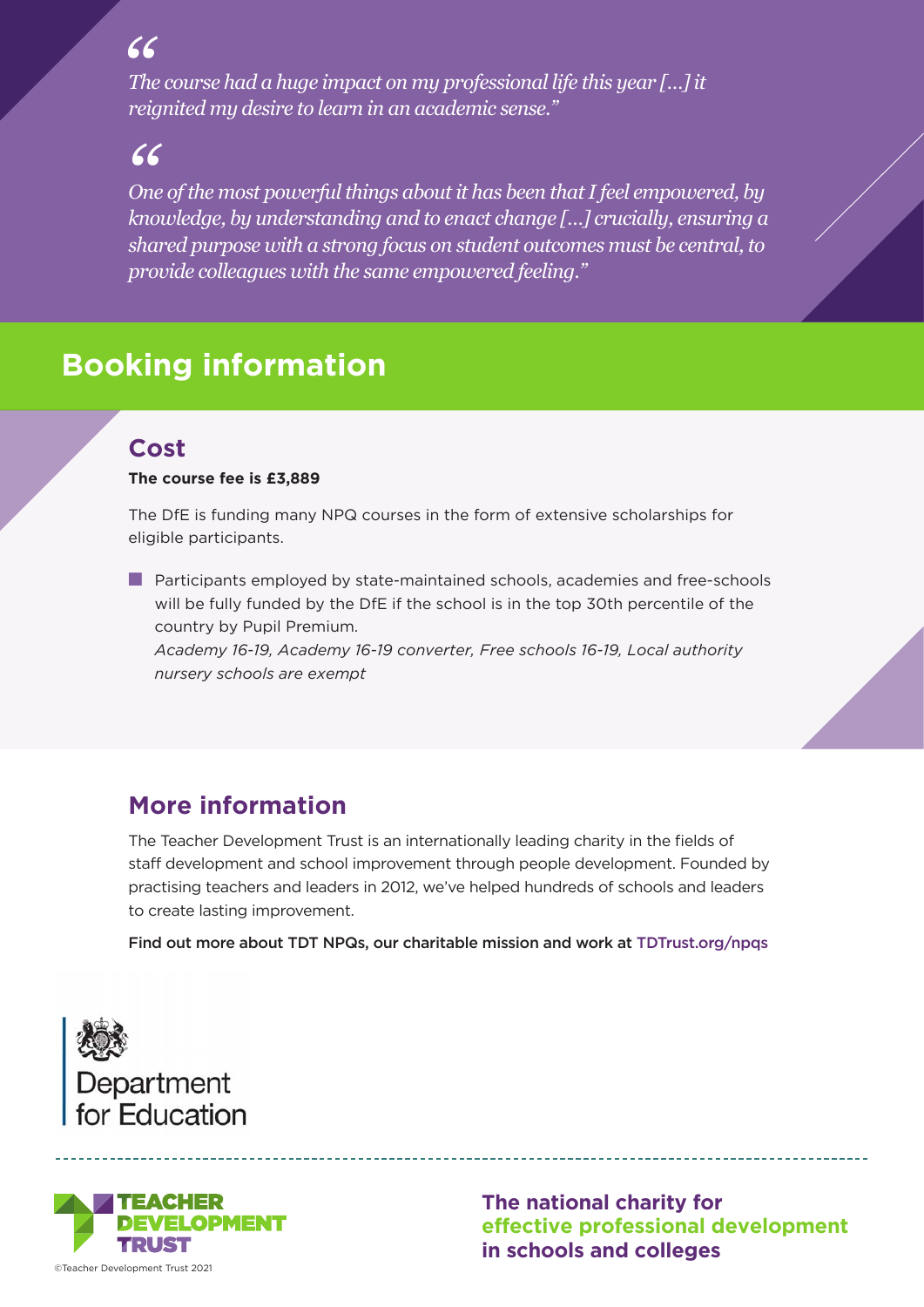*"The course had a huge impact on my professional life this year [...] it reignited my desire to learn in an academic sense."*

*"One of the most powerful things about it has been that I feel empowered, by knowledge, by understanding and to enact change [...] crucially, ensuring a shared purpose with a strong focus on student outcomes must be central, to provide colleagues with the same empowered feeling."*

## Booking information

### Cost

**The course fee is £3,889**

The DfE is funding many NPQ courses in the form of extensive scholarships for eligible participants.

- Participants employed by state-maintained schools, academies and free-schools will be fully funded by the DfE if the school is in the top 30th percentile of the country by Pupil Premium.
  *Academy 16-19, Academy 16-19 converter, Free schools 16-19, Local authority nursery schools are exempt*

### More information

The Teacher Development Trust is an internationally leading charity in the fields of staff development and school improvement through people development. Founded by practising teachers and leaders in 2012, we've helped hundreds of schools and leaders to create lasting improvement.

Find out more about TDT NPQs, our charitable mission and work at TDTrust.org/npqs

Department for Education

TEACHER DEVELOPMENT TRUST

**The national charity for effective professional development in schools and colleges**

©Teacher Development Trust 2021